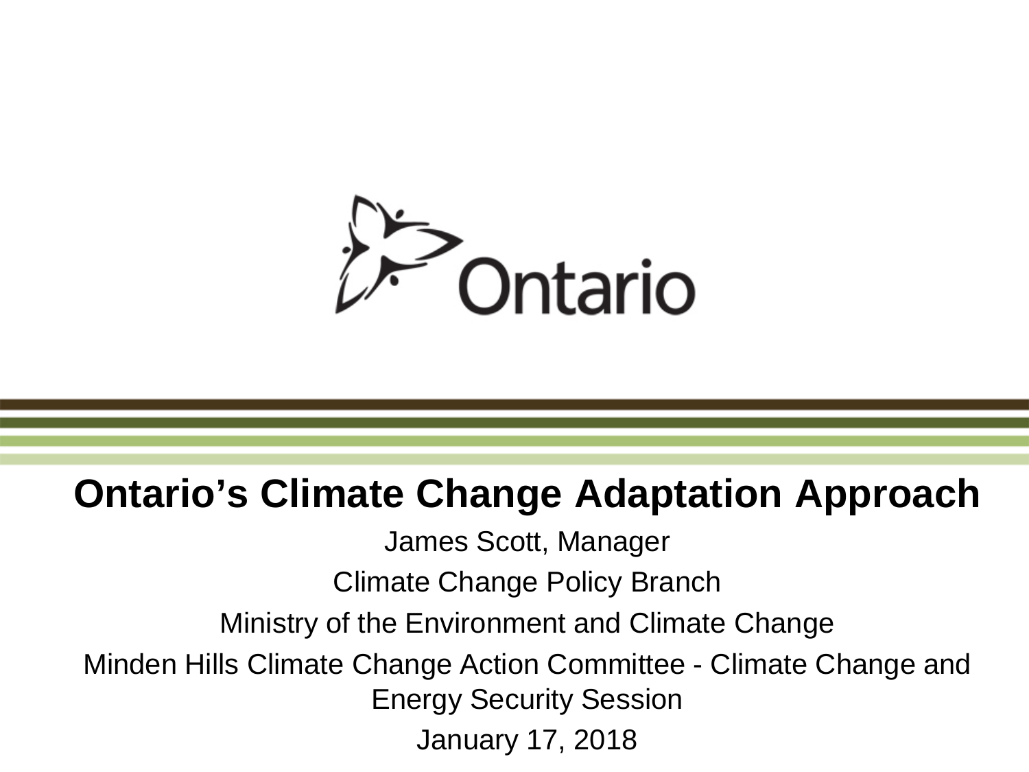Ontario

# Ontario's Climate Change Adaptation Approach

James Scott, Manager

Climate Change Policy Branch

Ministry of the Environment and Climate Change

Minden Hills Climate Change Action Committee - Climate Change and Energy Security Session

January 17, 2018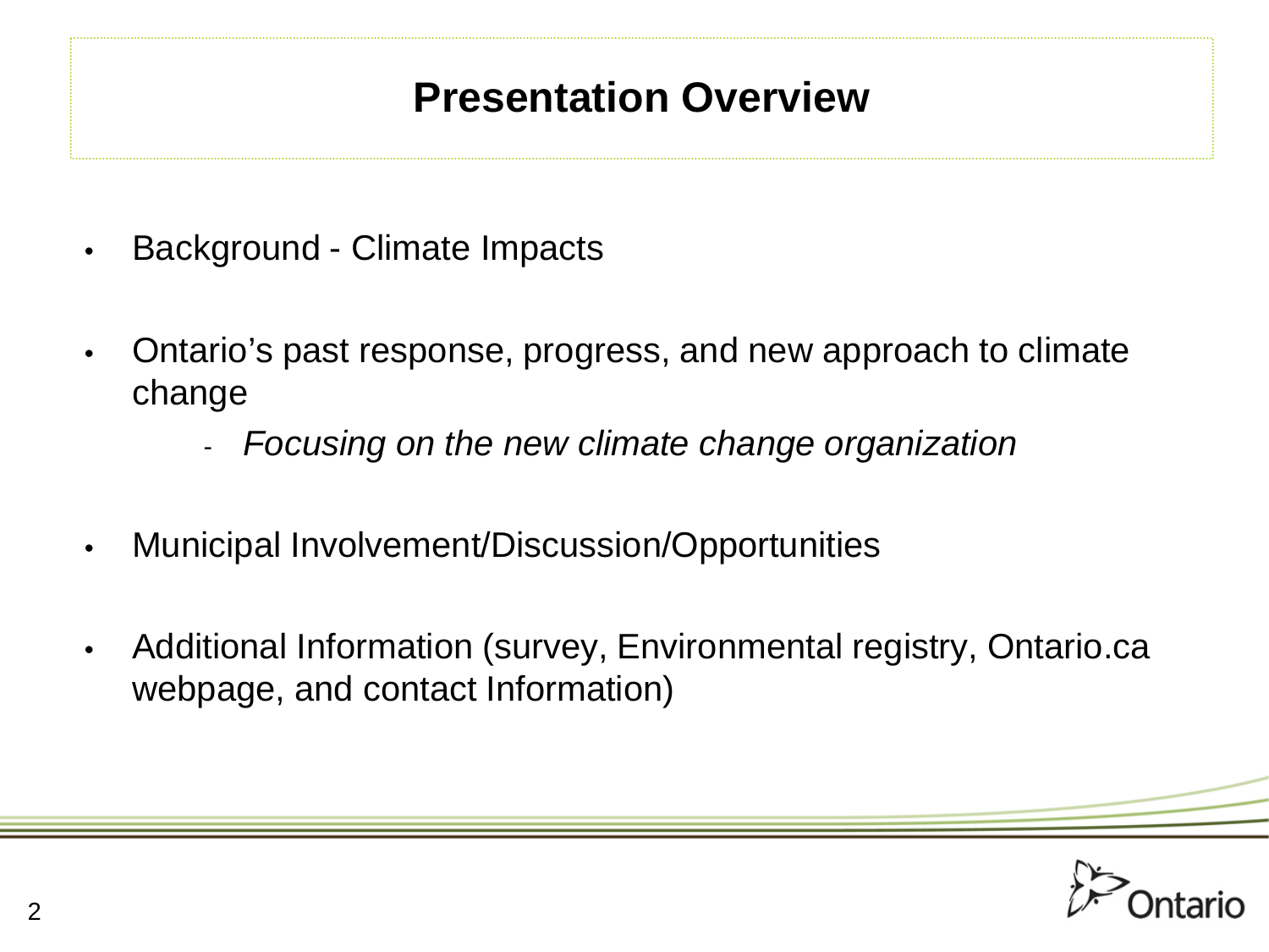# Presentation Overview

- Background - Climate Impacts
- Ontario's past response, progress, and new approach to climate change
  - *Focusing on the new climate change organization*
- Municipal Involvement/Discussion/Opportunities
- Additional Information (survey, Environmental registry, Ontario.ca webpage, and contact Information)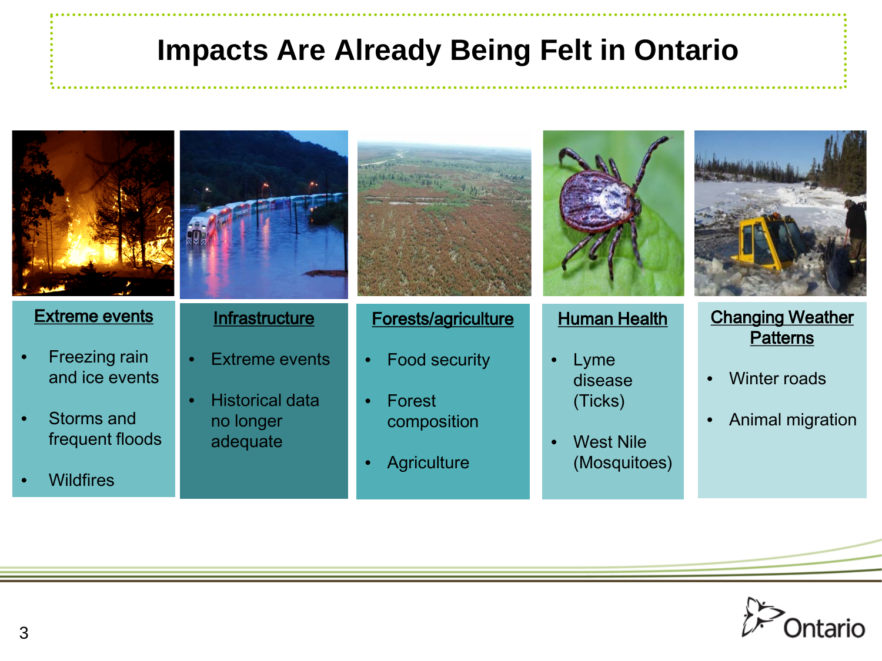# Impacts Are Already Being Felt in Ontario

**Extreme events**

- Freezing rain and ice events
- Storms and frequent floods
- Wildfires

**Infrastructure**

- Extreme events
- Historical data no longer adequate

**Forests/agriculture**

- Food security
- Forest composition
- Agriculture

**Human Health**

- Lyme disease (Ticks)
- West Nile (Mosquitoes)

**Changing Weather Patterns**

- Winter roads
- Animal migration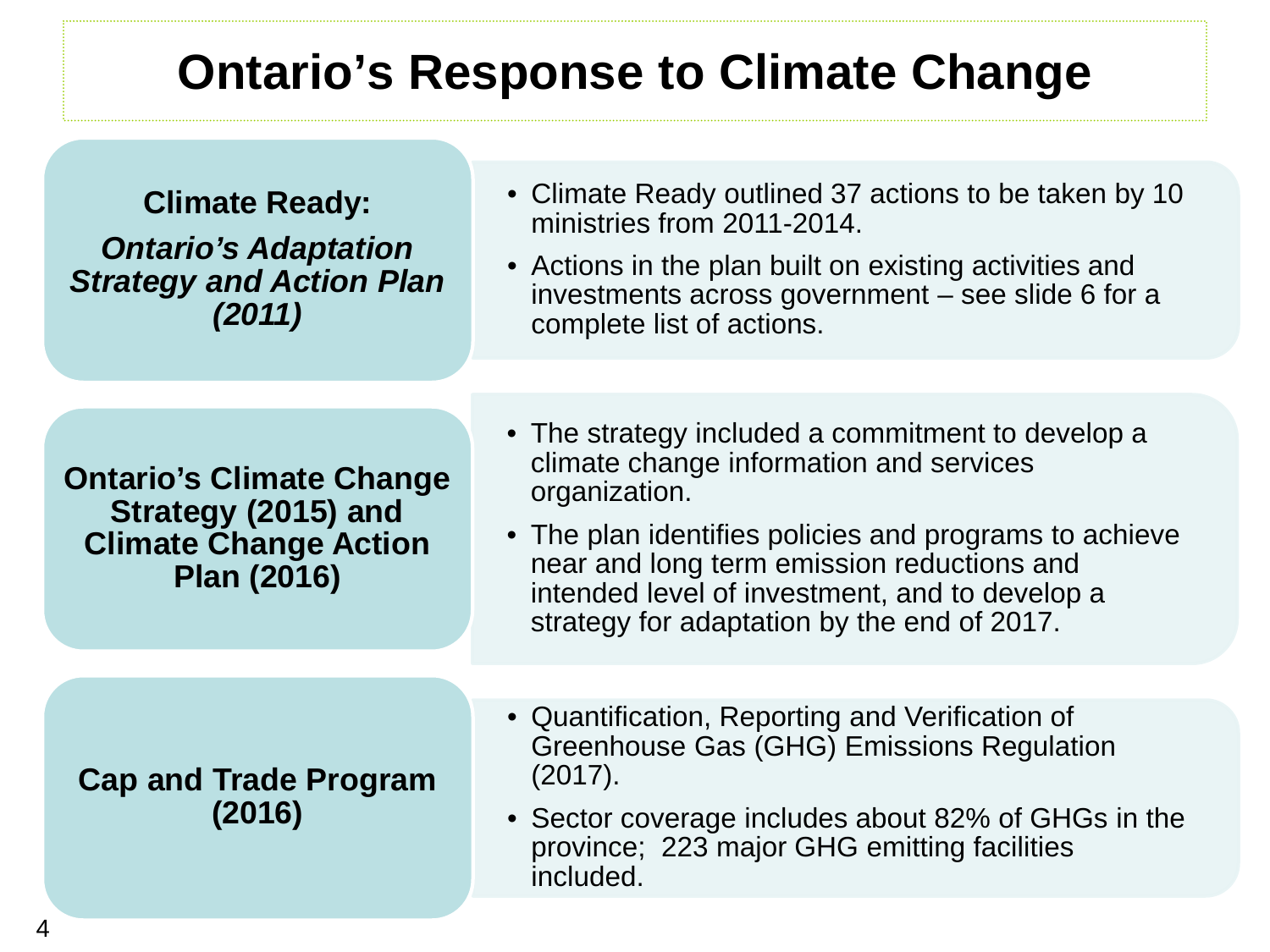# Ontario's Response to Climate Change

## Climate Ready: *Ontario's Adaptation Strategy and Action Plan (2011)*

- Climate Ready outlined 37 actions to be taken by 10 ministries from 2011-2014.
- Actions in the plan built on existing activities and investments across government – see slide 6 for a complete list of actions.

## Ontario's Climate Change Strategy (2015) and Climate Change Action Plan (2016)

- The strategy included a commitment to develop a climate change information and services organization.
- The plan identifies policies and programs to achieve near and long term emission reductions and intended level of investment, and to develop a strategy for adaptation by the end of 2017.

## Cap and Trade Program (2016)

- Quantification, Reporting and Verification of Greenhouse Gas (GHG) Emissions Regulation (2017).
- Sector coverage includes about 82% of GHGs in the province; 223 major GHG emitting facilities included.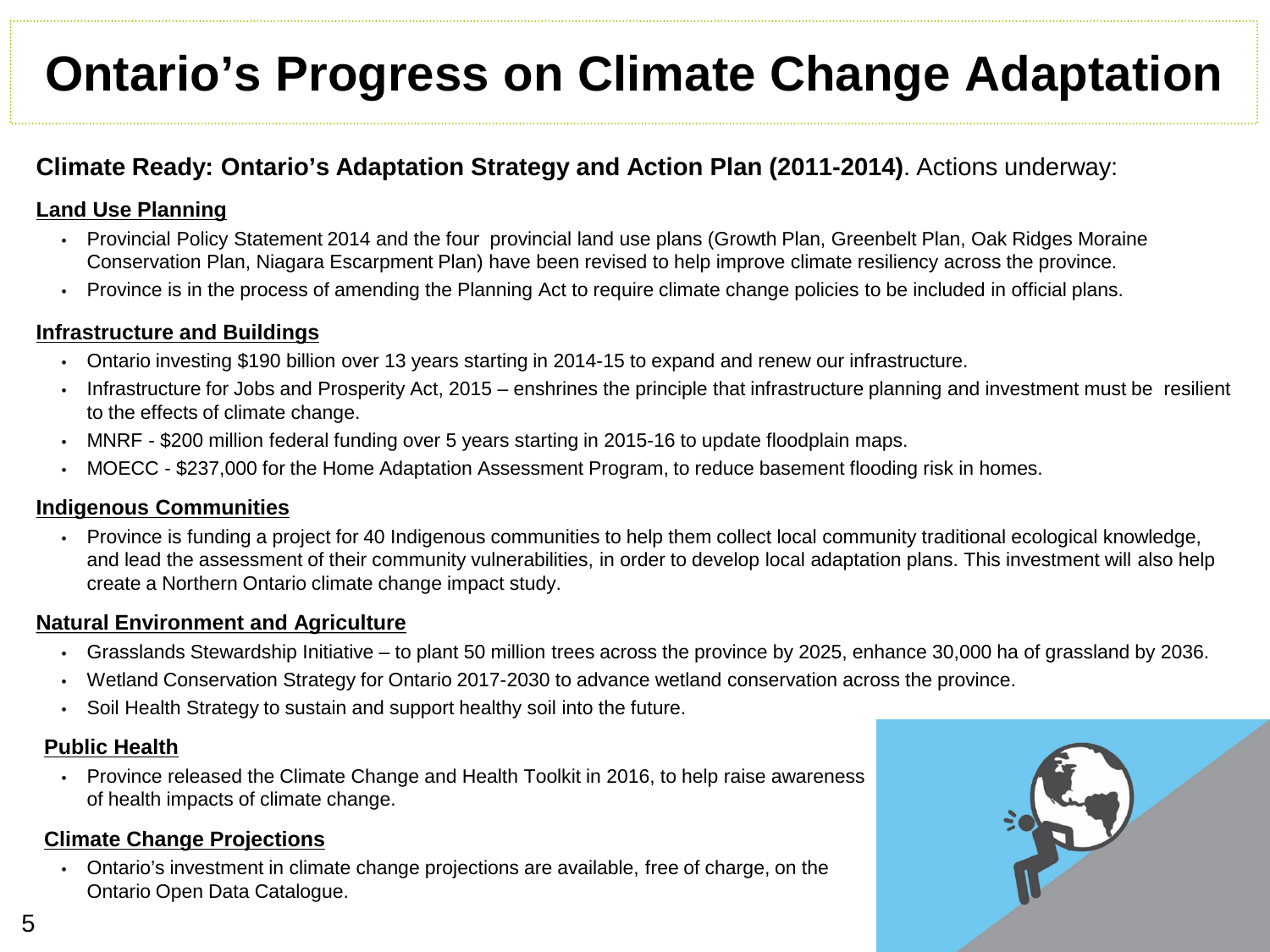# Ontario's Progress on Climate Change Adaptation

**Climate Ready: Ontario's Adaptation Strategy and Action Plan (2011-2014)**. Actions underway:

**Land Use Planning**

- Provincial Policy Statement 2014 and the four provincial land use plans (Growth Plan, Greenbelt Plan, Oak Ridges Moraine Conservation Plan, Niagara Escarpment Plan) have been revised to help improve climate resiliency across the province.
- Province is in the process of amending the Planning Act to require climate change policies to be included in official plans.

**Infrastructure and Buildings**

- Ontario investing $190 billion over 13 years starting in 2014-15 to expand and renew our infrastructure.
- Infrastructure for Jobs and Prosperity Act, 2015 – enshrines the principle that infrastructure planning and investment must be resilient to the effects of climate change.
- MNRF - $200 million federal funding over 5 years starting in 2015-16 to update floodplain maps.
- MOECC - $237,000 for the Home Adaptation Assessment Program, to reduce basement flooding risk in homes.

**Indigenous Communities**

- Province is funding a project for 40 Indigenous communities to help them collect local community traditional ecological knowledge, and lead the assessment of their community vulnerabilities, in order to develop local adaptation plans. This investment will also help create a Northern Ontario climate change impact study.

**Natural Environment and Agriculture**

- Grasslands Stewardship Initiative – to plant 50 million trees across the province by 2025, enhance 30,000 ha of grassland by 2036.
- Wetland Conservation Strategy for Ontario 2017-2030 to advance wetland conservation across the province.
- Soil Health Strategy to sustain and support healthy soil into the future.

**Public Health**

- Province released the Climate Change and Health Toolkit in 2016, to help raise awareness of health impacts of climate change.

**Climate Change Projections**

- Ontario's investment in climate change projections are available, free of charge, on the Ontario Open Data Catalogue.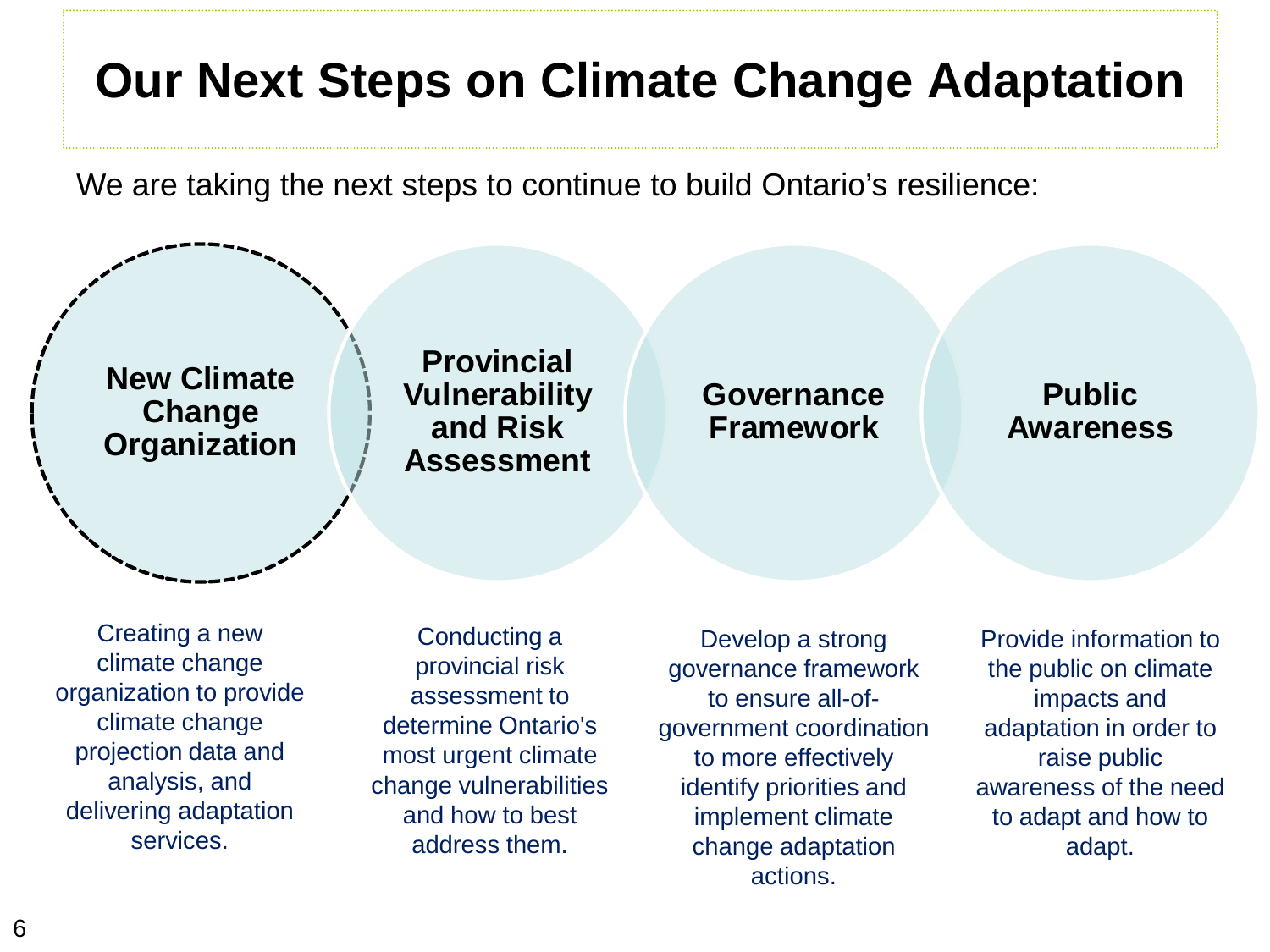# Our Next Steps on Climate Change Adaptation

We are taking the next steps to continue to build Ontario's resilience:

### New Climate Change Organization

Creating a new climate change organization to provide climate change projection data and analysis, and delivering adaptation services.

### Provincial Vulnerability and Risk Assessment

Conducting a provincial risk assessment to determine Ontario's most urgent climate change vulnerabilities and how to best address them.

### Governance Framework

Develop a strong governance framework to ensure all-of-government coordination to more effectively identify priorities and implement climate change adaptation actions.

### Public Awareness

Provide information to the public on climate impacts and adaptation in order to raise public awareness of the need to adapt and how to adapt.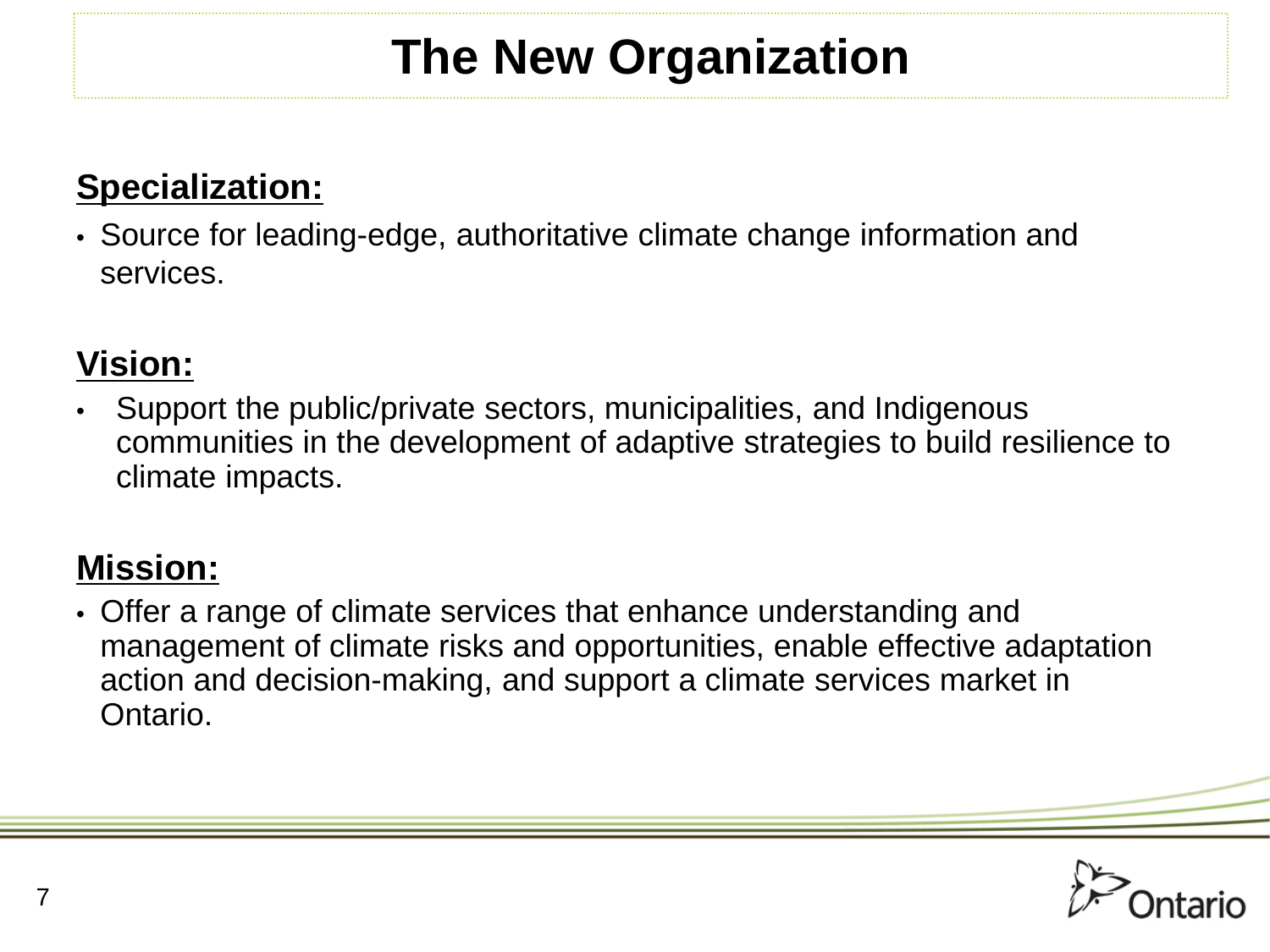# The New Organization

## Specialization:

- Source for leading-edge, authoritative climate change information and services.

## Vision:

- Support the public/private sectors, municipalities, and Indigenous communities in the development of adaptive strategies to build resilience to climate impacts.

## Mission:

- Offer a range of climate services that enhance understanding and management of climate risks and opportunities, enable effective adaptation action and decision-making, and support a climate services market in Ontario.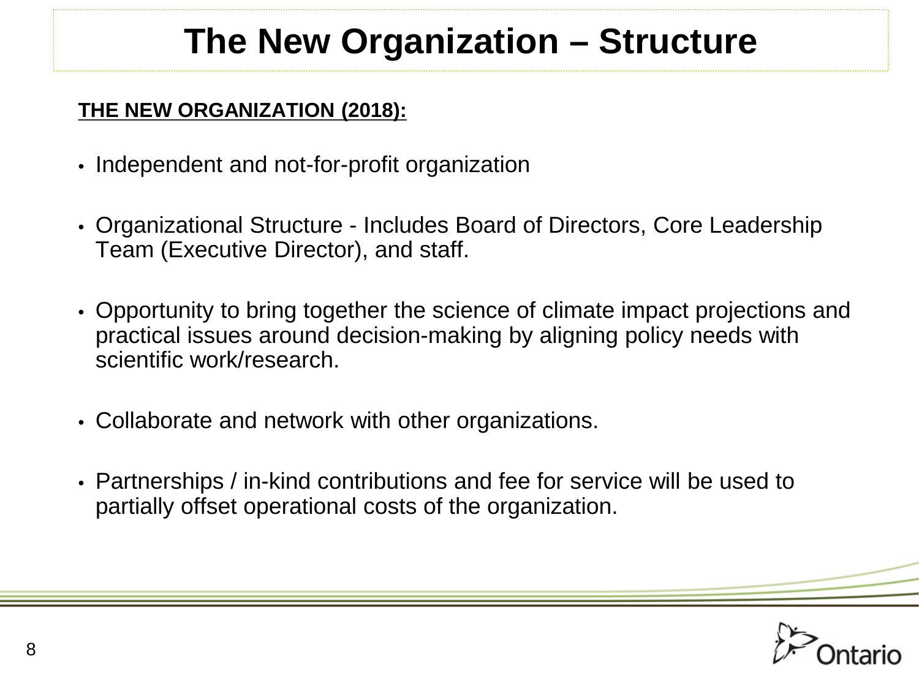# The New Organization – Structure

**THE NEW ORGANIZATION (2018):**

- Independent and not-for-profit organization
- Organizational Structure - Includes Board of Directors, Core Leadership Team (Executive Director), and staff.
- Opportunity to bring together the science of climate impact projections and practical issues around decision-making by aligning policy needs with scientific work/research.
- Collaborate and network with other organizations.
- Partnerships / in-kind contributions and fee for service will be used to partially offset operational costs of the organization.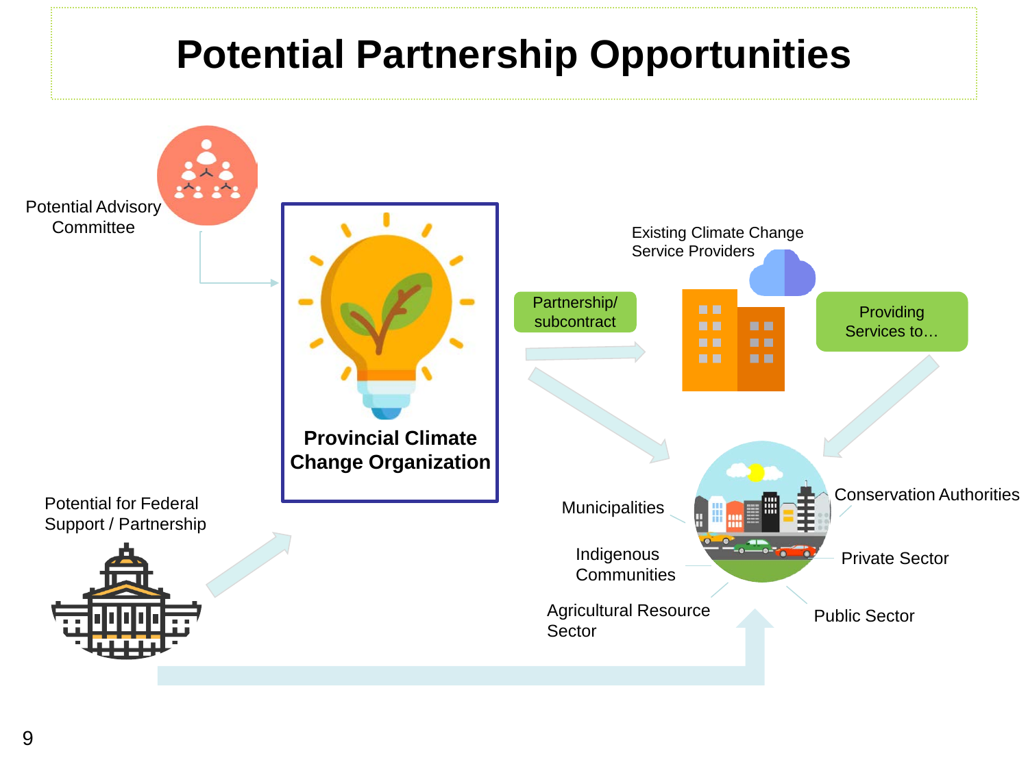# Potential Partnership Opportunities

Potential Advisory Committee

**Provincial Climate Change Organization**

Partnership/ subcontract

Existing Climate Change Service Providers

Providing Services to…

Potential for Federal Support / Partnership

Municipalities

Indigenous Communities

Agricultural Resource Sector

Conservation Authorities

Private Sector

Public Sector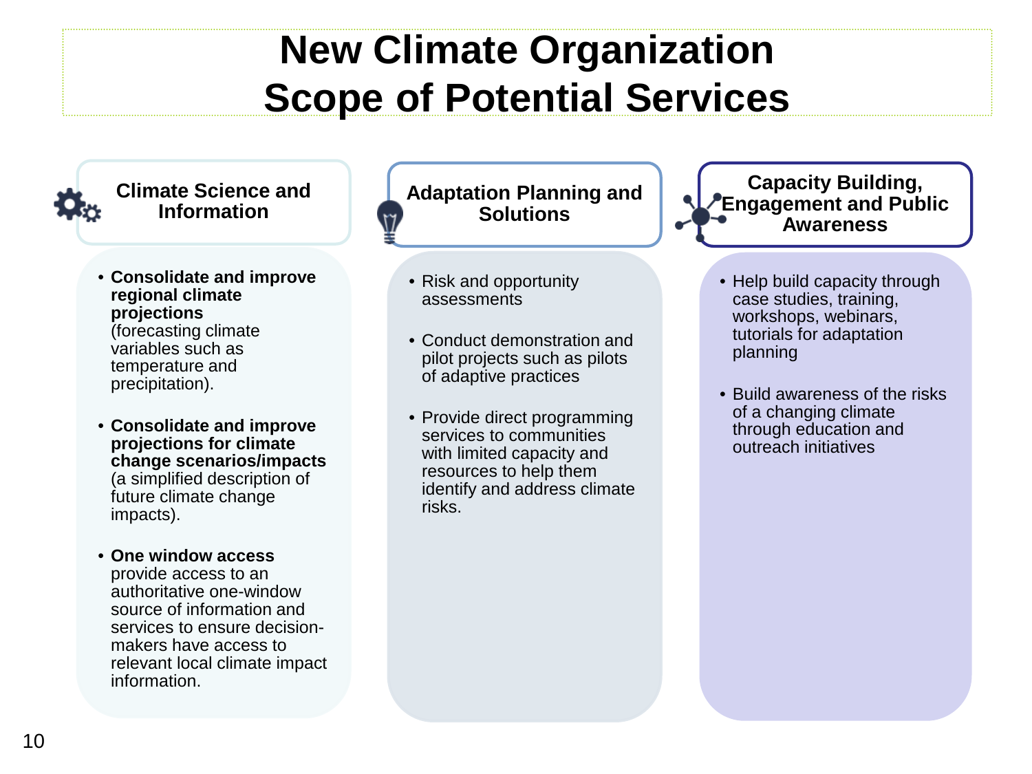# New Climate Organization Scope of Potential Services

## Climate Science and Information

- **Consolidate and improve regional climate projections** (forecasting climate variables such as temperature and precipitation).
- **Consolidate and improve projections for climate change scenarios/impacts** (a simplified description of future climate change impacts).
- **One window access** provide access to an authoritative one-window source of information and services to ensure decision-makers have access to relevant local climate impact information.

## Adaptation Planning and Solutions

- Risk and opportunity assessments
- Conduct demonstration and pilot projects such as pilots of adaptive practices
- Provide direct programming services to communities with limited capacity and resources to help them identify and address climate risks.

## Capacity Building, Engagement and Public Awareness

- Help build capacity through case studies, training, workshops, webinars, tutorials for adaptation planning
- Build awareness of the risks of a changing climate through education and outreach initiatives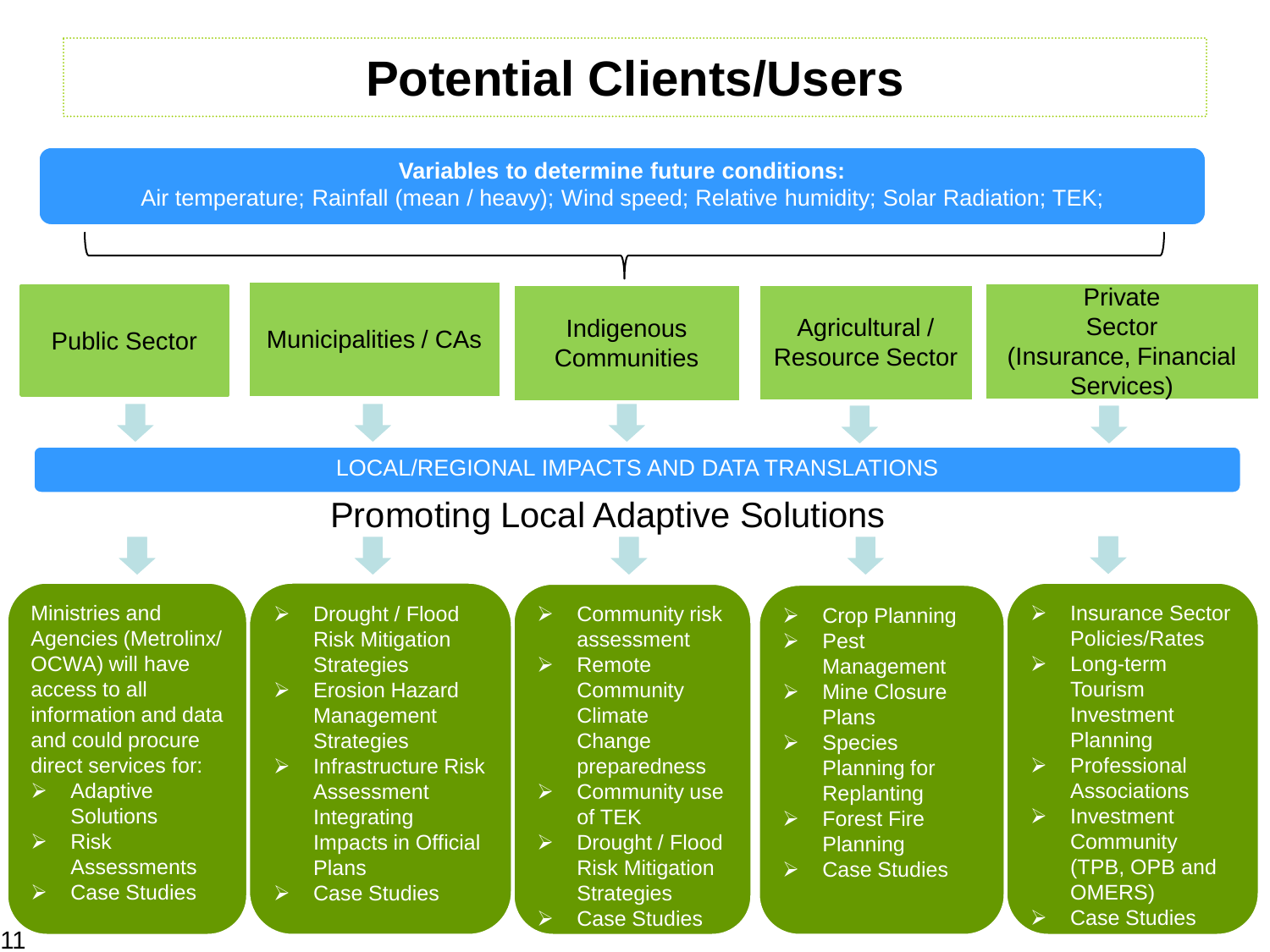# Potential Clients/Users

**Variables to determine future conditions:**
Air temperature; Rainfall (mean / heavy); Wind speed; Relative humidity; Solar Radiation; TEK;

| Public Sector | Municipalities / CAs | Indigenous Communities | Agricultural / Resource Sector | Private Sector (Insurance, Financial Services) |
|---|---|---|---|---|

LOCAL/REGIONAL IMPACTS AND DATA TRANSLATIONS

## Promoting Local Adaptive Solutions

**Public Sector**

Ministries and Agencies (Metrolinx/ OCWA) will have access to all information and data and could procure direct services for:

- Adaptive Solutions
- Risk Assessments
- Case Studies

**Municipalities / CAs**

- Drought / Flood Risk Mitigation Strategies
- Erosion Hazard Management Strategies
- Infrastructure Risk Assessment Integrating Impacts in Official Plans
- Case Studies

**Indigenous Communities**

- Community risk assessment
- Remote Community Climate Change preparedness
- Community use of TEK
- Drought / Flood Risk Mitigation Strategies
- Case Studies

**Agricultural / Resource Sector**

- Crop Planning
- Pest Management
- Mine Closure Plans
- Species Planning for Replanting
- Forest Fire Planning
- Case Studies

**Private Sector (Insurance, Financial Services)**

- Insurance Sector Policies/Rates
- Long-term Tourism Investment Planning
- Professional Associations
- Investment Community (TPB, OPB and OMERS)
- Case Studies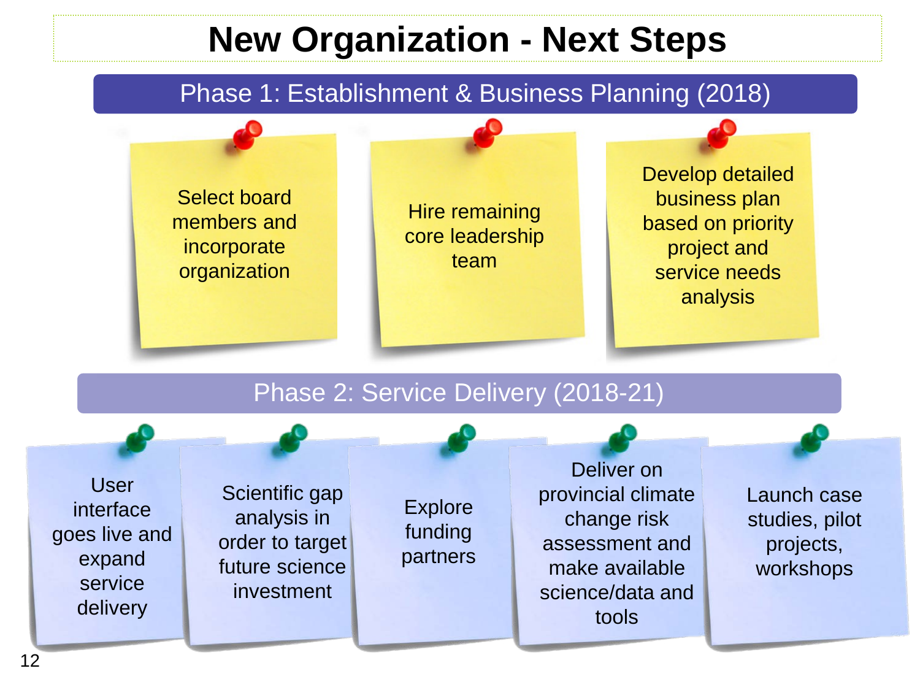# New Organization - Next Steps

## Phase 1: Establishment & Business Planning (2018)

- Select board members and incorporate organization
- Hire remaining core leadership team
- Develop detailed business plan based on priority project and service needs analysis

## Phase 2: Service Delivery (2018-21)

- User interface goes live and expand service delivery
- Scientific gap analysis in order to target future science investment
- Explore funding partners
- Deliver on provincial climate change risk assessment and make available science/data and tools
- Launch case studies, pilot projects, workshops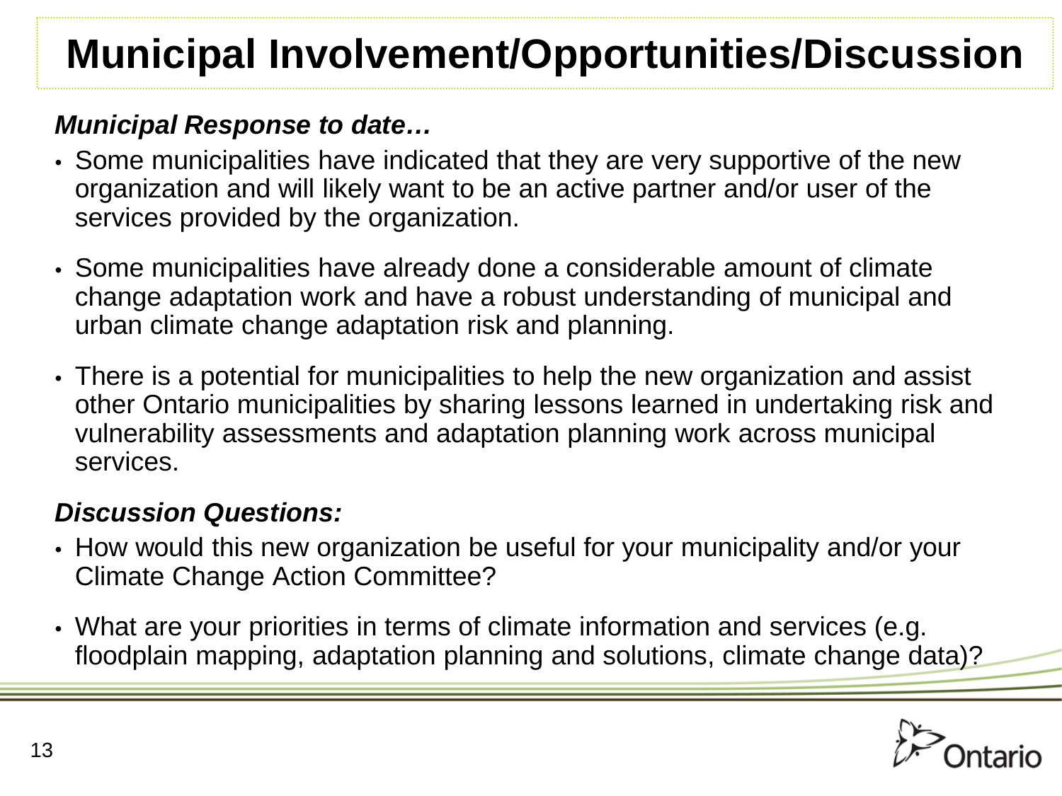# Municipal Involvement/Opportunities/Discussion

***Municipal Response to date…***

- Some municipalities have indicated that they are very supportive of the new organization and will likely want to be an active partner and/or user of the services provided by the organization.
- Some municipalities have already done a considerable amount of climate change adaptation work and have a robust understanding of municipal and urban climate change adaptation risk and planning.
- There is a potential for municipalities to help the new organization and assist other Ontario municipalities by sharing lessons learned in undertaking risk and vulnerability assessments and adaptation planning work across municipal services.

***Discussion Questions:***

- How would this new organization be useful for your municipality and/or your Climate Change Action Committee?
- What are your priorities in terms of climate information and services (e.g. floodplain mapping, adaptation planning and solutions, climate change data)?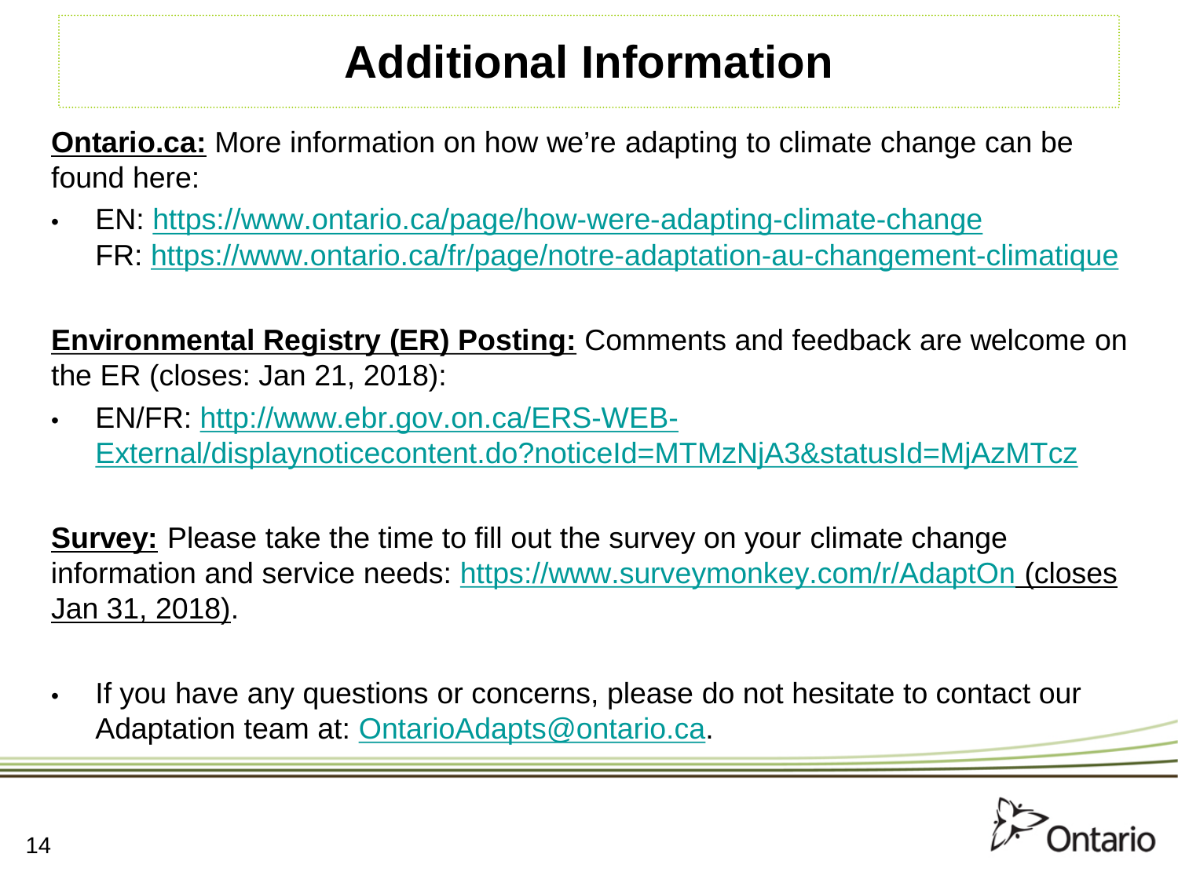# Additional Information

**Ontario.ca:** More information on how we're adapting to climate change can be found here:

- EN: https://www.ontario.ca/page/how-were-adapting-climate-change
  FR: https://www.ontario.ca/fr/page/notre-adaptation-au-changement-climatique

**Environmental Registry (ER) Posting:** Comments and feedback are welcome on the ER (closes: Jan 21, 2018):

- EN/FR: http://www.ebr.gov.on.ca/ERS-WEB-External/displaynoticecontent.do?noticeId=MTMzNjA3&statusId=MjAzMTcz

**Survey:** Please take the time to fill out the survey on your climate change information and service needs: https://www.surveymonkey.com/r/AdaptOn (closes Jan 31, 2018).

- If you have any questions or concerns, please do not hesitate to contact our Adaptation team at: OntarioAdapts@ontario.ca.

Ontario